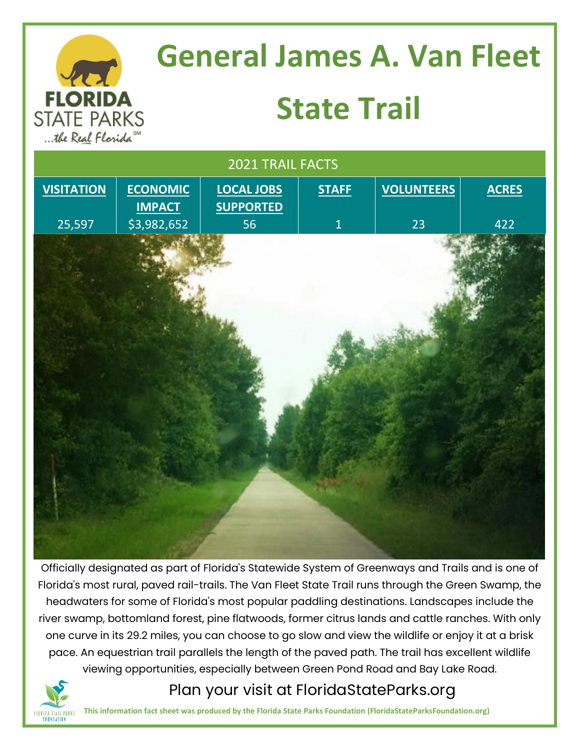# General James A. Van Fleet State Trail

| 2021 TRAIL FACTS | | | | | |
|---|---|---|---|---|---|
| **VISITATION** | **ECONOMIC IMPACT** | **LOCAL JOBS SUPPORTED** | **STAFF** | **VOLUNTEERS** | **ACRES** |
| 25,597 | $3,982,652 | 56 | 1 | 23 | 422 |

Officially designated as part of Florida's Statewide System of Greenways and Trails and is one of Florida's most rural, paved rail-trails. The Van Fleet State Trail runs through the Green Swamp, the headwaters for some of Florida's most popular paddling destinations. Landscapes include the river swamp, bottomland forest, pine flatwoods, former citrus lands and cattle ranches. With only one curve in its 29.2 miles, you can choose to go slow and view the wildlife or enjoy it at a brisk pace. An equestrian trail parallels the length of the paved path. The trail has excellent wildlife viewing opportunities, especially between Green Pond Road and Bay Lake Road.

Plan your visit at FloridaStateParks.org

**This information fact sheet was produced by the Florida State Parks Foundation (FloridaStateParksFoundation.org)**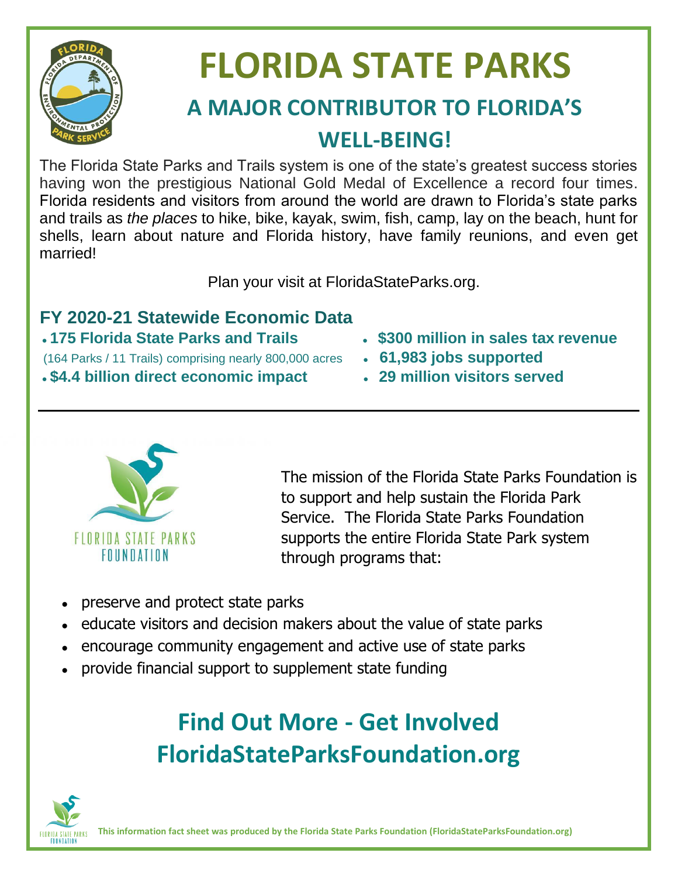# FLORIDA STATE PARKS

## A MAJOR CONTRIBUTOR TO FLORIDA'S WELL-BEING!

The Florida State Parks and Trails system is one of the state's greatest success stories having won the prestigious National Gold Medal of Excellence a record four times. Florida residents and visitors from around the world are drawn to Florida's state parks and trails as *the places* to hike, bike, kayak, swim, fish, camp, lay on the beach, hunt for shells, learn about nature and Florida history, have family reunions, and even get married!

Plan your visit at FloridaStateParks.org.

### FY 2020-21 Statewide Economic Data

- **175 Florida State Parks and Trails**
  (164 Parks / 11 Trails) comprising nearly 800,000 acres
- **$4.4 billion direct economic impact**
- **$300 million in sales tax revenue**
- **61,983 jobs supported**
- **29 million visitors served**

---

FLORIDA STATE PARKS FOUNDATION

The mission of the Florida State Parks Foundation is to support and help sustain the Florida Park Service. The Florida State Parks Foundation supports the entire Florida State Park system through programs that:

- preserve and protect state parks
- educate visitors and decision makers about the value of state parks
- encourage community engagement and active use of state parks
- provide financial support to supplement state funding

## Find Out More - Get Involved
## FloridaStateParksFoundation.org

**This information fact sheet was produced by the Florida State Parks Foundation (FloridaStateParksFoundation.org)**